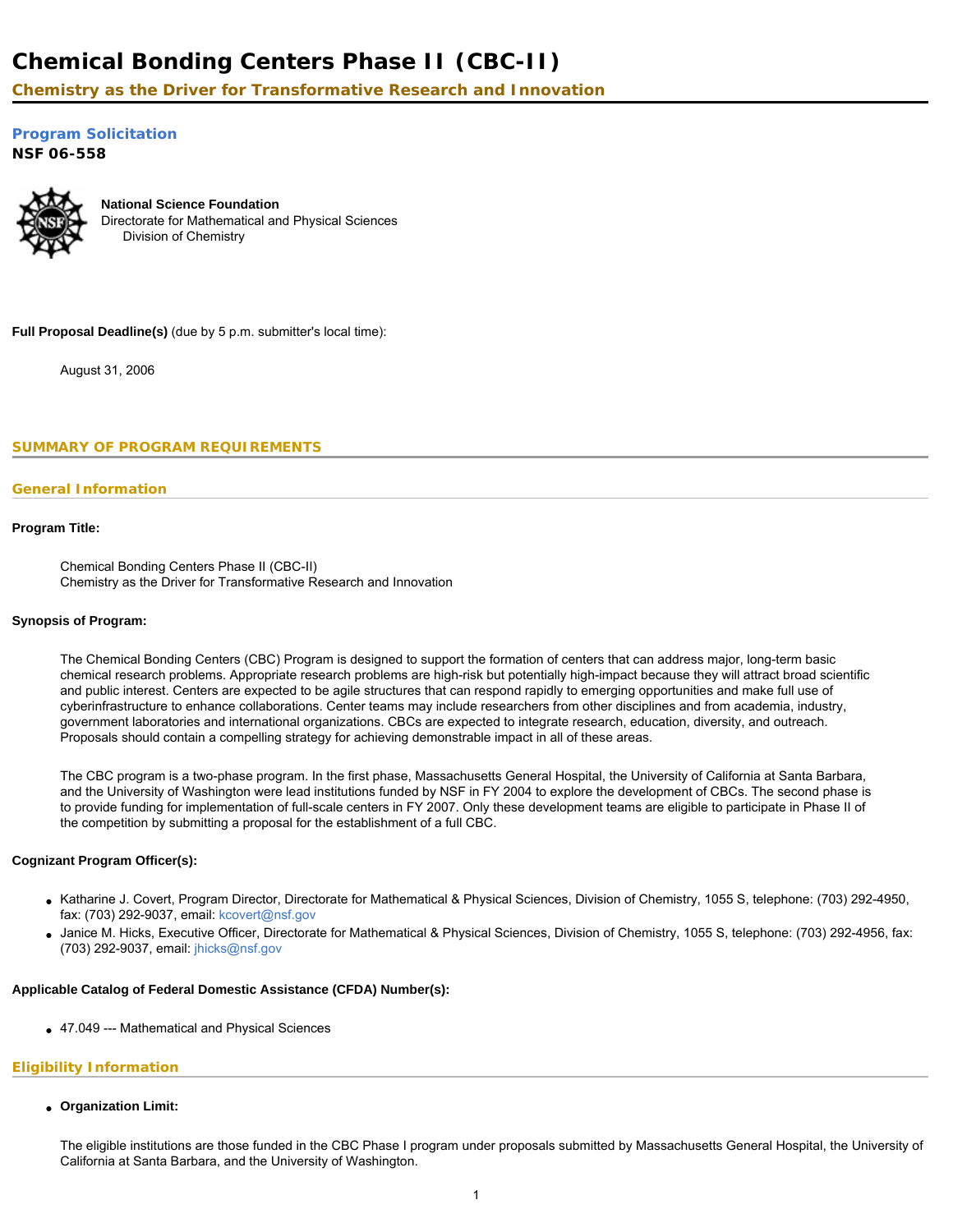# Chemical Bonding Centers Phase II (CBC-II)

## Chemistry as the Driver for Transformative Research and Innovation

### Program Solicitation

**NSF 06-558**

**National Science Foundation**
Directorate for Mathematical and Physical Sciences
    Division of Chemistry

**Full Proposal Deadline(s)** (due by 5 p.m. submitter's local time):

    August 31, 2006

## SUMMARY OF PROGRAM REQUIREMENTS

### General Information

**Program Title:**

    Chemical Bonding Centers Phase II (CBC-II)
    Chemistry as the Driver for Transformative Research and Innovation

**Synopsis of Program:**

The Chemical Bonding Centers (CBC) Program is designed to support the formation of centers that can address major, long-term basic chemical research problems. Appropriate research problems are high-risk but potentially high-impact because they will attract broad scientific and public interest. Centers are expected to be agile structures that can respond rapidly to emerging opportunities and make full use of cyberinfrastructure to enhance collaborations. Center teams may include researchers from other disciplines and from academia, industry, government laboratories and international organizations. CBCs are expected to integrate research, education, diversity, and outreach. Proposals should contain a compelling strategy for achieving demonstrable impact in all of these areas.

The CBC program is a two-phase program. In the first phase, Massachusetts General Hospital, the University of California at Santa Barbara, and the University of Washington were lead institutions funded by NSF in FY 2004 to explore the development of CBCs. The second phase is to provide funding for implementation of full-scale centers in FY 2007. Only these development teams are eligible to participate in Phase II of the competition by submitting a proposal for the establishment of a full CBC.

**Cognizant Program Officer(s):**

- Katharine J. Covert, Program Director, Directorate for Mathematical & Physical Sciences, Division of Chemistry, 1055 S, telephone: (703) 292-4950, fax: (703) 292-9037, email: kcovert@nsf.gov
- Janice M. Hicks, Executive Officer, Directorate for Mathematical & Physical Sciences, Division of Chemistry, 1055 S, telephone: (703) 292-4956, fax: (703) 292-9037, email: jhicks@nsf.gov

**Applicable Catalog of Federal Domestic Assistance (CFDA) Number(s):**

- 47.049 --- Mathematical and Physical Sciences

### Eligibility Information

- **Organization Limit:**

  The eligible institutions are those funded in the CBC Phase I program under proposals submitted by Massachusetts General Hospital, the University of California at Santa Barbara, and the University of Washington.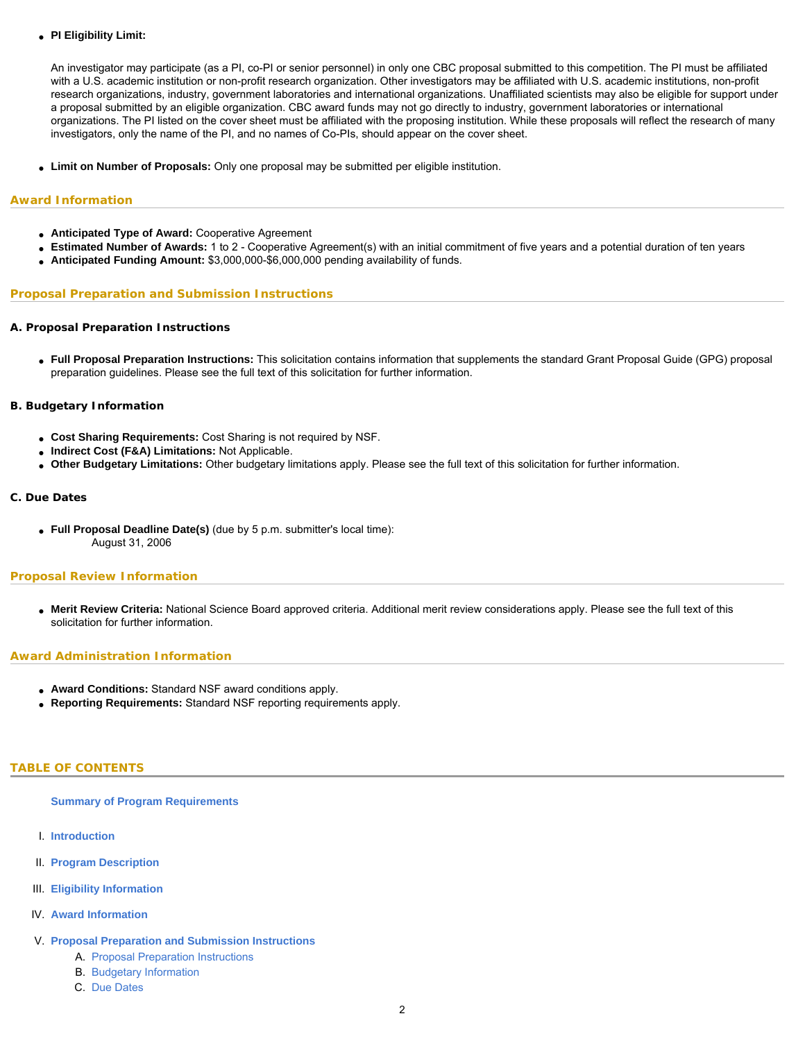- **PI Eligibility Limit:**

  An investigator may participate (as a PI, co-PI or senior personnel) in only one CBC proposal submitted to this competition. The PI must be affiliated with a U.S. academic institution or non-profit research organization. Other investigators may be affiliated with U.S. academic institutions, non-profit research organizations, industry, government laboratories and international organizations. Unaffiliated scientists may also be eligible for support under a proposal submitted by an eligible organization. CBC award funds may not go directly to industry, government laboratories or international organizations. The PI listed on the cover sheet must be affiliated with the proposing institution. While these proposals will reflect the research of many investigators, only the name of the PI, and no names of Co-PIs, should appear on the cover sheet.

- **Limit on Number of Proposals:** Only one proposal may be submitted per eligible institution.

## Award Information

- **Anticipated Type of Award:** Cooperative Agreement
- **Estimated Number of Awards:** 1 to 2 - Cooperative Agreement(s) with an initial commitment of five years and a potential duration of ten years
- **Anticipated Funding Amount:** $3,000,000-$6,000,000 pending availability of funds.

## Proposal Preparation and Submission Instructions

### A. Proposal Preparation Instructions

- **Full Proposal Preparation Instructions:** This solicitation contains information that supplements the standard Grant Proposal Guide (GPG) proposal preparation guidelines. Please see the full text of this solicitation for further information.

### B. Budgetary Information

- **Cost Sharing Requirements:** Cost Sharing is not required by NSF.
- **Indirect Cost (F&A) Limitations:** Not Applicable.
- **Other Budgetary Limitations:** Other budgetary limitations apply. Please see the full text of this solicitation for further information.

### C. Due Dates

- **Full Proposal Deadline Date(s)** (due by 5 p.m. submitter's local time):
  August 31, 2006

## Proposal Review Information

- **Merit Review Criteria:** National Science Board approved criteria. Additional merit review considerations apply. Please see the full text of this solicitation for further information.

## Award Administration Information

- **Award Conditions:** Standard NSF award conditions apply.
- **Reporting Requirements:** Standard NSF reporting requirements apply.

## TABLE OF CONTENTS

**Summary of Program Requirements**

I. **Introduction**

II. **Program Description**

III. **Eligibility Information**

IV. **Award Information**

V. **Proposal Preparation and Submission Instructions**
   A. Proposal Preparation Instructions
   B. Budgetary Information
   C. Due Dates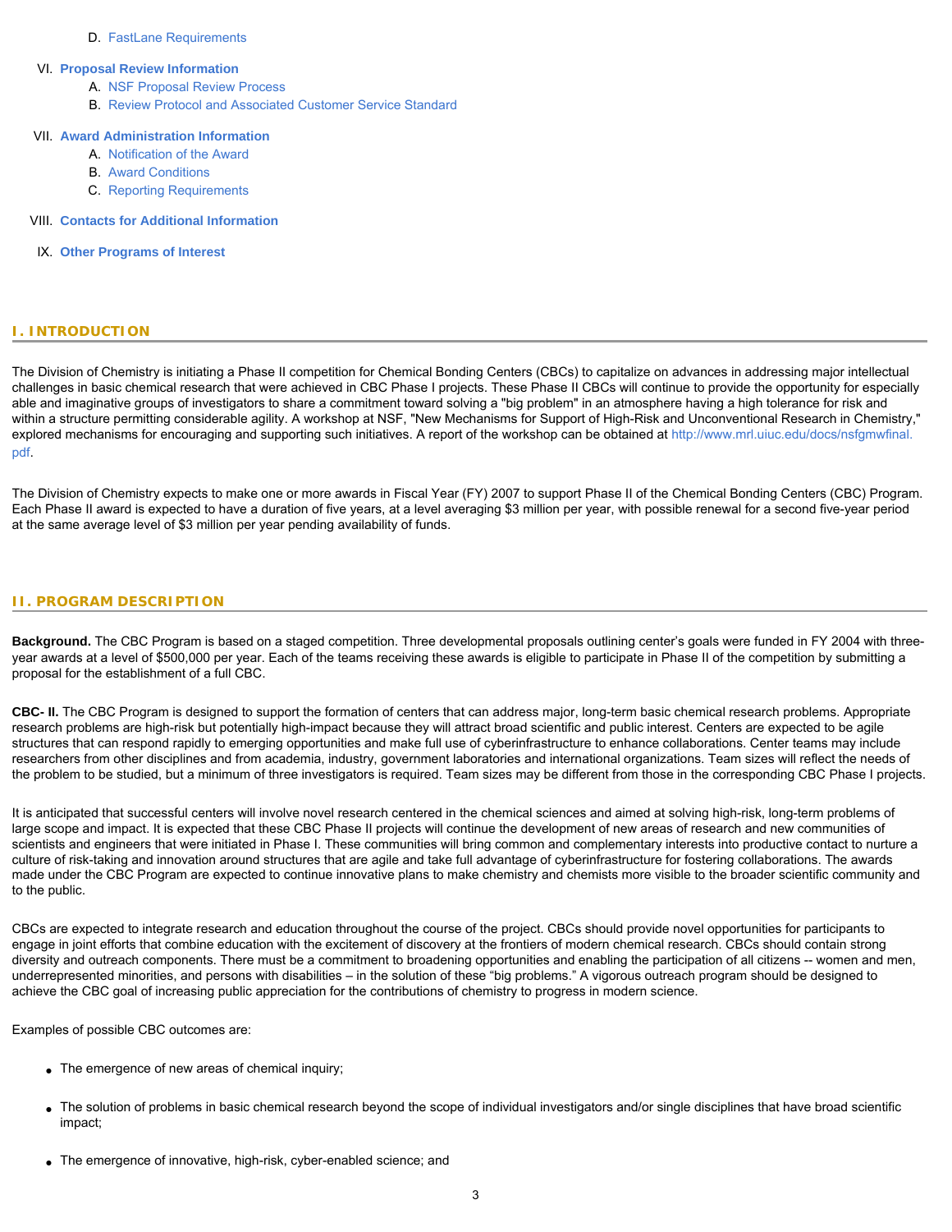D. FastLane Requirements

VI. **Proposal Review Information**
   A. NSF Proposal Review Process
   B. Review Protocol and Associated Customer Service Standard

VII. **Award Administration Information**
   A. Notification of the Award
   B. Award Conditions
   C. Reporting Requirements

VIII. **Contacts for Additional Information**

IX. **Other Programs of Interest**

## I. INTRODUCTION

The Division of Chemistry is initiating a Phase II competition for Chemical Bonding Centers (CBCs) to capitalize on advances in addressing major intellectual challenges in basic chemical research that were achieved in CBC Phase I projects. These Phase II CBCs will continue to provide the opportunity for especially able and imaginative groups of investigators to share a commitment toward solving a "big problem" in an atmosphere having a high tolerance for risk and within a structure permitting considerable agility. A workshop at NSF, "New Mechanisms for Support of High-Risk and Unconventional Research in Chemistry," explored mechanisms for encouraging and supporting such initiatives. A report of the workshop can be obtained at http://www.mrl.uiuc.edu/docs/nsfgmwfinal.pdf.

The Division of Chemistry expects to make one or more awards in Fiscal Year (FY) 2007 to support Phase II of the Chemical Bonding Centers (CBC) Program. Each Phase II award is expected to have a duration of five years, at a level averaging $3 million per year, with possible renewal for a second five-year period at the same average level of $3 million per year pending availability of funds.

## II. PROGRAM DESCRIPTION

**Background.** The CBC Program is based on a staged competition. Three developmental proposals outlining center's goals were funded in FY 2004 with three-year awards at a level of $500,000 per year. Each of the teams receiving these awards is eligible to participate in Phase II of the competition by submitting a proposal for the establishment of a full CBC.

**CBC- II.** The CBC Program is designed to support the formation of centers that can address major, long-term basic chemical research problems. Appropriate research problems are high-risk but potentially high-impact because they will attract broad scientific and public interest. Centers are expected to be agile structures that can respond rapidly to emerging opportunities and make full use of cyberinfrastructure to enhance collaborations. Center teams may include researchers from other disciplines and from academia, industry, government laboratories and international organizations. Team sizes will reflect the needs of the problem to be studied, but a minimum of three investigators is required. Team sizes may be different from those in the corresponding CBC Phase I projects.

It is anticipated that successful centers will involve novel research centered in the chemical sciences and aimed at solving high-risk, long-term problems of large scope and impact. It is expected that these CBC Phase II projects will continue the development of new areas of research and new communities of scientists and engineers that were initiated in Phase I. These communities will bring common and complementary interests into productive contact to nurture a culture of risk-taking and innovation around structures that are agile and take full advantage of cyberinfrastructure for fostering collaborations. The awards made under the CBC Program are expected to continue innovative plans to make chemistry and chemists more visible to the broader scientific community and to the public.

CBCs are expected to integrate research and education throughout the course of the project. CBCs should provide novel opportunities for participants to engage in joint efforts that combine education with the excitement of discovery at the frontiers of modern chemical research. CBCs should contain strong diversity and outreach components. There must be a commitment to broadening opportunities and enabling the participation of all citizens -- women and men, underrepresented minorities, and persons with disabilities – in the solution of these "big problems." A vigorous outreach program should be designed to achieve the CBC goal of increasing public appreciation for the contributions of chemistry to progress in modern science.

Examples of possible CBC outcomes are:

- The emergence of new areas of chemical inquiry;
- The solution of problems in basic chemical research beyond the scope of individual investigators and/or single disciplines that have broad scientific impact;
- The emergence of innovative, high-risk, cyber-enabled science; and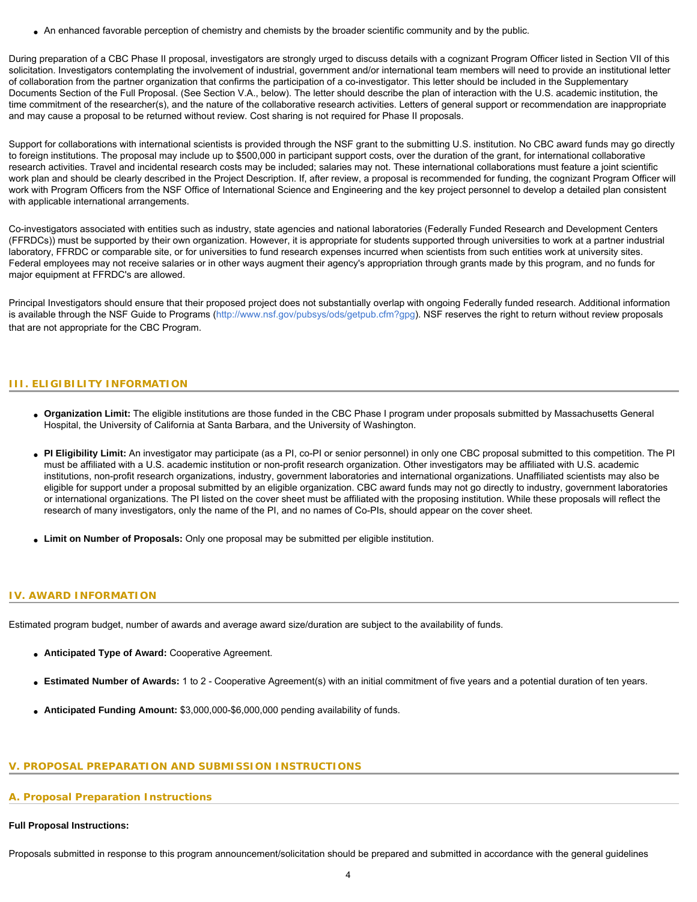- An enhanced favorable perception of chemistry and chemists by the broader scientific community and by the public.

During preparation of a CBC Phase II proposal, investigators are strongly urged to discuss details with a cognizant Program Officer listed in Section VII of this solicitation. Investigators contemplating the involvement of industrial, government and/or international team members will need to provide an institutional letter of collaboration from the partner organization that confirms the participation of a co-investigator. This letter should be included in the Supplementary Documents Section of the Full Proposal. (See Section V.A., below). The letter should describe the plan of interaction with the U.S. academic institution, the time commitment of the researcher(s), and the nature of the collaborative research activities. Letters of general support or recommendation are inappropriate and may cause a proposal to be returned without review. Cost sharing is not required for Phase II proposals.

Support for collaborations with international scientists is provided through the NSF grant to the submitting U.S. institution. No CBC award funds may go directly to foreign institutions. The proposal may include up to $500,000 in participant support costs, over the duration of the grant, for international collaborative research activities. Travel and incidental research costs may be included; salaries may not. These international collaborations must feature a joint scientific work plan and should be clearly described in the Project Description. If, after review, a proposal is recommended for funding, the cognizant Program Officer will work with Program Officers from the NSF Office of International Science and Engineering and the key project personnel to develop a detailed plan consistent with applicable international arrangements.

Co-investigators associated with entities such as industry, state agencies and national laboratories (Federally Funded Research and Development Centers (FFRDCs)) must be supported by their own organization. However, it is appropriate for students supported through universities to work at a partner industrial laboratory, FFRDC or comparable site, or for universities to fund research expenses incurred when scientists from such entities work at university sites. Federal employees may not receive salaries or in other ways augment their agency's appropriation through grants made by this program, and no funds for major equipment at FFRDC's are allowed.

Principal Investigators should ensure that their proposed project does not substantially overlap with ongoing Federally funded research. Additional information is available through the NSF Guide to Programs (http://www.nsf.gov/pubsys/ods/getpub.cfm?gpg). NSF reserves the right to return without review proposals that are not appropriate for the CBC Program.

## III. ELIGIBILITY INFORMATION

- **Organization Limit:** The eligible institutions are those funded in the CBC Phase I program under proposals submitted by Massachusetts General Hospital, the University of California at Santa Barbara, and the University of Washington.

- **PI Eligibility Limit:** An investigator may participate (as a PI, co-PI or senior personnel) in only one CBC proposal submitted to this competition. The PI must be affiliated with a U.S. academic institution or non-profit research organization. Other investigators may be affiliated with U.S. academic institutions, non-profit research organizations, industry, government laboratories and international organizations. Unaffiliated scientists may also be eligible for support under a proposal submitted by an eligible organization. CBC award funds may not go directly to industry, government laboratories or international organizations. The PI listed on the cover sheet must be affiliated with the proposing institution. While these proposals will reflect the research of many investigators, only the name of the PI, and no names of Co-PIs, should appear on the cover sheet.

- **Limit on Number of Proposals:** Only one proposal may be submitted per eligible institution.

## IV. AWARD INFORMATION

Estimated program budget, number of awards and average award size/duration are subject to the availability of funds.

- **Anticipated Type of Award:** Cooperative Agreement.

- **Estimated Number of Awards:** 1 to 2 - Cooperative Agreement(s) with an initial commitment of five years and a potential duration of ten years.

- **Anticipated Funding Amount:** $3,000,000-$6,000,000 pending availability of funds.

## V. PROPOSAL PREPARATION AND SUBMISSION INSTRUCTIONS

### A. Proposal Preparation Instructions

**Full Proposal Instructions:**

Proposals submitted in response to this program announcement/solicitation should be prepared and submitted in accordance with the general guidelines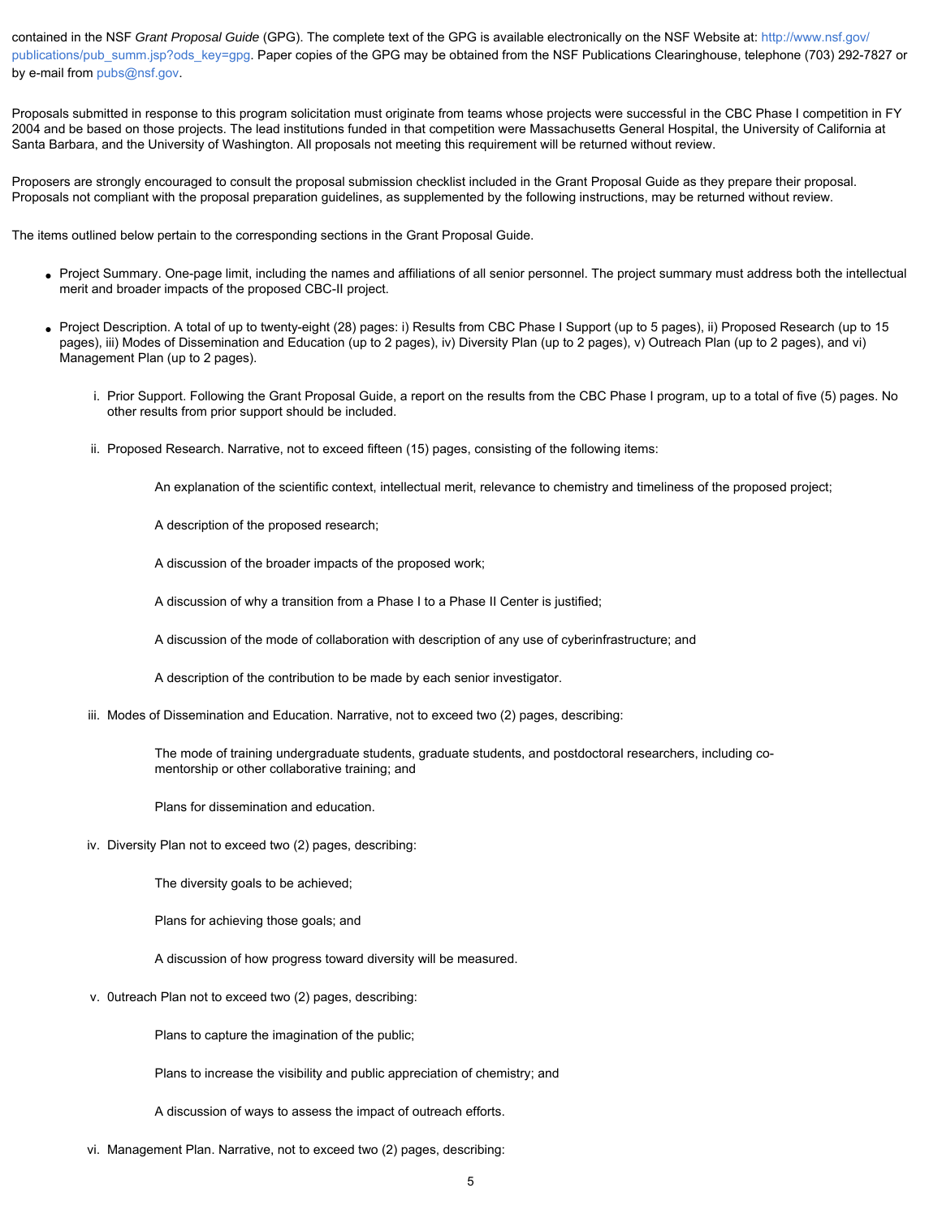contained in the NSF *Grant Proposal Guide* (GPG). The complete text of the GPG is available electronically on the NSF Website at: http://www.nsf.gov/publications/pub_summ.jsp?ods_key=gpg. Paper copies of the GPG may be obtained from the NSF Publications Clearinghouse, telephone (703) 292-7827 or by e-mail from pubs@nsf.gov.

Proposals submitted in response to this program solicitation must originate from teams whose projects were successful in the CBC Phase I competition in FY 2004 and be based on those projects. The lead institutions funded in that competition were Massachusetts General Hospital, the University of California at Santa Barbara, and the University of Washington. All proposals not meeting this requirement will be returned without review.

Proposers are strongly encouraged to consult the proposal submission checklist included in the Grant Proposal Guide as they prepare their proposal. Proposals not compliant with the proposal preparation guidelines, as supplemented by the following instructions, may be returned without review.

The items outlined below pertain to the corresponding sections in the Grant Proposal Guide.

- Project Summary. One-page limit, including the names and affiliations of all senior personnel. The project summary must address both the intellectual merit and broader impacts of the proposed CBC-II project.
- Project Description. A total of up to twenty-eight (28) pages: i) Results from CBC Phase I Support (up to 5 pages), ii) Proposed Research (up to 15 pages), iii) Modes of Dissemination and Education (up to 2 pages), iv) Diversity Plan (up to 2 pages), v) Outreach Plan (up to 2 pages), and vi) Management Plan (up to 2 pages).

  i. Prior Support. Following the Grant Proposal Guide, a report on the results from the CBC Phase I program, up to a total of five (5) pages. No other results from prior support should be included.

  ii. Proposed Research. Narrative, not to exceed fifteen (15) pages, consisting of the following items:

     An explanation of the scientific context, intellectual merit, relevance to chemistry and timeliness of the proposed project;

     A description of the proposed research;

     A discussion of the broader impacts of the proposed work;

     A discussion of why a transition from a Phase I to a Phase II Center is justified;

     A discussion of the mode of collaboration with description of any use of cyberinfrastructure; and

     A description of the contribution to be made by each senior investigator.

  iii. Modes of Dissemination and Education. Narrative, not to exceed two (2) pages, describing:

     The mode of training undergraduate students, graduate students, and postdoctoral researchers, including co-mentorship or other collaborative training; and

     Plans for dissemination and education.

  iv. Diversity Plan not to exceed two (2) pages, describing:

     The diversity goals to be achieved;

     Plans for achieving those goals; and

     A discussion of how progress toward diversity will be measured.

  v. 0utreach Plan not to exceed two (2) pages, describing:

     Plans to capture the imagination of the public;

     Plans to increase the visibility and public appreciation of chemistry; and

     A discussion of ways to assess the impact of outreach efforts.

  vi. Management Plan. Narrative, not to exceed two (2) pages, describing: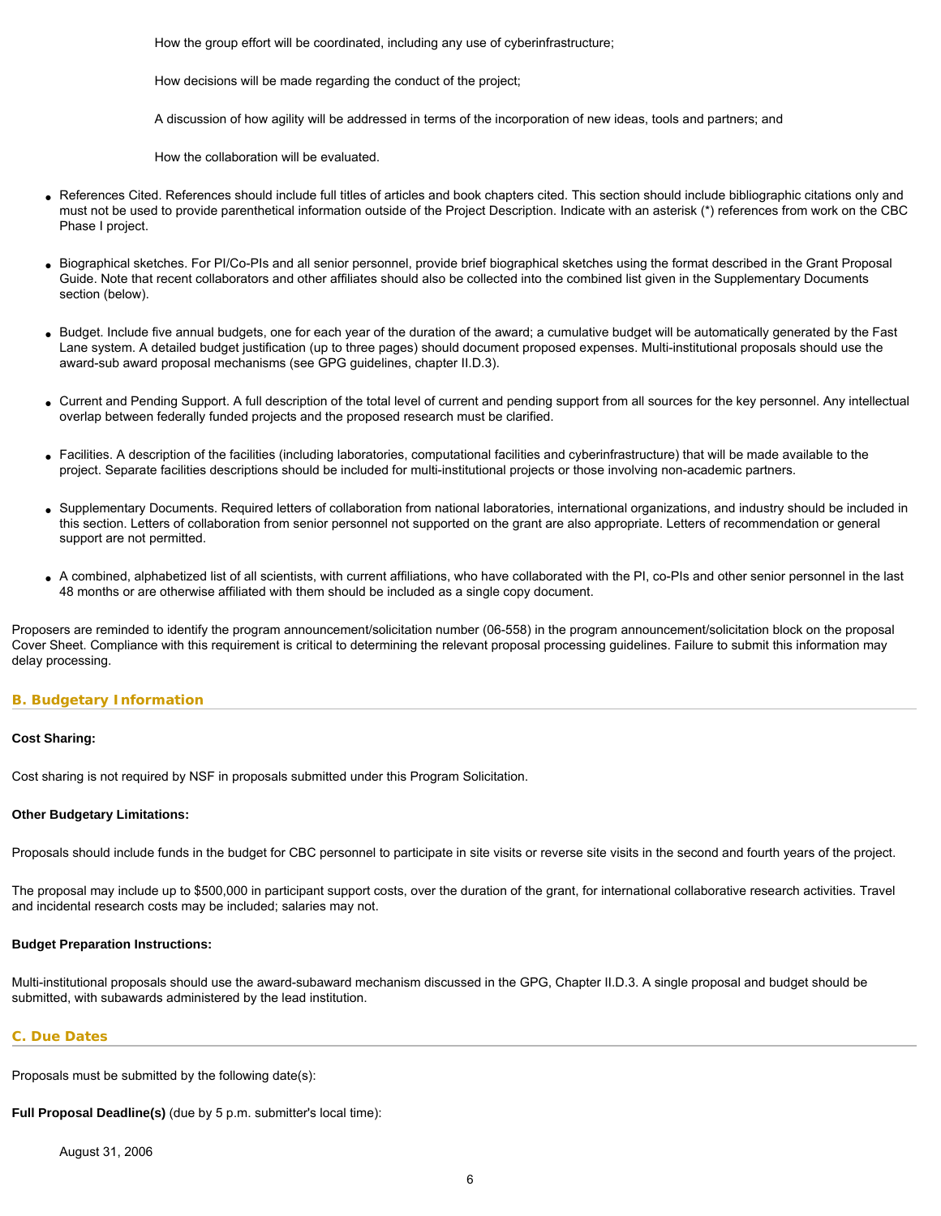How the group effort will be coordinated, including any use of cyberinfrastructure;

How decisions will be made regarding the conduct of the project;

A discussion of how agility will be addressed in terms of the incorporation of new ideas, tools and partners; and

How the collaboration will be evaluated.

- References Cited. References should include full titles of articles and book chapters cited. This section should include bibliographic citations only and must not be used to provide parenthetical information outside of the Project Description. Indicate with an asterisk (*) references from work on the CBC Phase I project.

- Biographical sketches. For PI/Co-PIs and all senior personnel, provide brief biographical sketches using the format described in the Grant Proposal Guide. Note that recent collaborators and other affiliates should also be collected into the combined list given in the Supplementary Documents section (below).

- Budget. Include five annual budgets, one for each year of the duration of the award; a cumulative budget will be automatically generated by the Fast Lane system. A detailed budget justification (up to three pages) should document proposed expenses. Multi-institutional proposals should use the award-sub award proposal mechanisms (see GPG guidelines, chapter II.D.3).

- Current and Pending Support. A full description of the total level of current and pending support from all sources for the key personnel. Any intellectual overlap between federally funded projects and the proposed research must be clarified.

- Facilities. A description of the facilities (including laboratories, computational facilities and cyberinfrastructure) that will be made available to the project. Separate facilities descriptions should be included for multi-institutional projects or those involving non-academic partners.

- Supplementary Documents. Required letters of collaboration from national laboratories, international organizations, and industry should be included in this section. Letters of collaboration from senior personnel not supported on the grant are also appropriate. Letters of recommendation or general support are not permitted.

- A combined, alphabetized list of all scientists, with current affiliations, who have collaborated with the PI, co-PIs and other senior personnel in the last 48 months or are otherwise affiliated with them should be included as a single copy document.

Proposers are reminded to identify the program announcement/solicitation number (06-558) in the program announcement/solicitation block on the proposal Cover Sheet. Compliance with this requirement is critical to determining the relevant proposal processing guidelines. Failure to submit this information may delay processing.

## B. Budgetary Information

**Cost Sharing:**

Cost sharing is not required by NSF in proposals submitted under this Program Solicitation.

**Other Budgetary Limitations:**

Proposals should include funds in the budget for CBC personnel to participate in site visits or reverse site visits in the second and fourth years of the project.

The proposal may include up to $500,000 in participant support costs, over the duration of the grant, for international collaborative research activities. Travel and incidental research costs may be included; salaries may not.

**Budget Preparation Instructions:**

Multi-institutional proposals should use the award-subaward mechanism discussed in the GPG, Chapter II.D.3. A single proposal and budget should be submitted, with subawards administered by the lead institution.

## C. Due Dates

Proposals must be submitted by the following date(s):

**Full Proposal Deadline(s)** (due by 5 p.m. submitter's local time):

August 31, 2006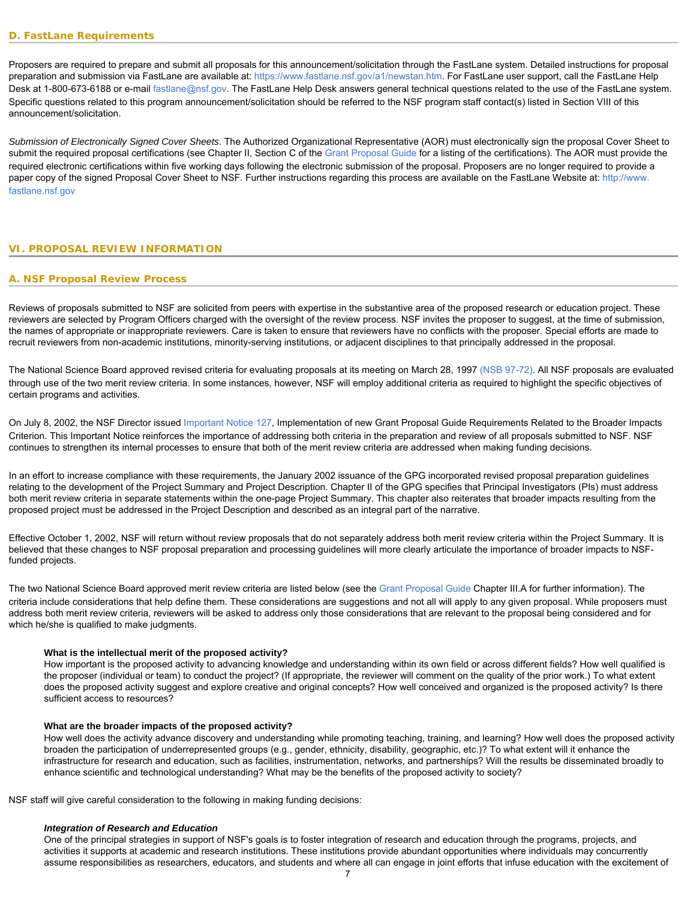### D. FastLane Requirements

Proposers are required to prepare and submit all proposals for this announcement/solicitation through the FastLane system. Detailed instructions for proposal preparation and submission via FastLane are available at: https://www.fastlane.nsf.gov/a1/newstan.htm. For FastLane user support, call the FastLane Help Desk at 1-800-673-6188 or e-mail fastlane@nsf.gov. The FastLane Help Desk answers general technical questions related to the use of the FastLane system. Specific questions related to this program announcement/solicitation should be referred to the NSF program staff contact(s) listed in Section VIII of this announcement/solicitation.

*Submission of Electronically Signed Cover Sheets*. The Authorized Organizational Representative (AOR) must electronically sign the proposal Cover Sheet to submit the required proposal certifications (see Chapter II, Section C of the Grant Proposal Guide for a listing of the certifications). The AOR must provide the required electronic certifications within five working days following the electronic submission of the proposal. Proposers are no longer required to provide a paper copy of the signed Proposal Cover Sheet to NSF. Further instructions regarding this process are available on the FastLane Website at: http://www.fastlane.nsf.gov

## VI. PROPOSAL REVIEW INFORMATION

### A. NSF Proposal Review Process

Reviews of proposals submitted to NSF are solicited from peers with expertise in the substantive area of the proposed research or education project. These reviewers are selected by Program Officers charged with the oversight of the review process. NSF invites the proposer to suggest, at the time of submission, the names of appropriate or inappropriate reviewers. Care is taken to ensure that reviewers have no conflicts with the proposer. Special efforts are made to recruit reviewers from non-academic institutions, minority-serving institutions, or adjacent disciplines to that principally addressed in the proposal.

The National Science Board approved revised criteria for evaluating proposals at its meeting on March 28, 1997 (NSB 97-72). All NSF proposals are evaluated through use of the two merit review criteria. In some instances, however, NSF will employ additional criteria as required to highlight the specific objectives of certain programs and activities.

On July 8, 2002, the NSF Director issued Important Notice 127, Implementation of new Grant Proposal Guide Requirements Related to the Broader Impacts Criterion. This Important Notice reinforces the importance of addressing both criteria in the preparation and review of all proposals submitted to NSF. NSF continues to strengthen its internal processes to ensure that both of the merit review criteria are addressed when making funding decisions.

In an effort to increase compliance with these requirements, the January 2002 issuance of the GPG incorporated revised proposal preparation guidelines relating to the development of the Project Summary and Project Description. Chapter II of the GPG specifies that Principal Investigators (PIs) must address both merit review criteria in separate statements within the one-page Project Summary. This chapter also reiterates that broader impacts resulting from the proposed project must be addressed in the Project Description and described as an integral part of the narrative.

Effective October 1, 2002, NSF will return without review proposals that do not separately address both merit review criteria within the Project Summary. It is believed that these changes to NSF proposal preparation and processing guidelines will more clearly articulate the importance of broader impacts to NSF-funded projects.

The two National Science Board approved merit review criteria are listed below (see the Grant Proposal Guide Chapter III.A for further information). The criteria include considerations that help define them. These considerations are suggestions and not all will apply to any given proposal. While proposers must address both merit review criteria, reviewers will be asked to address only those considerations that are relevant to the proposal being considered and for which he/she is qualified to make judgments.

> **What is the intellectual merit of the proposed activity?**
> How important is the proposed activity to advancing knowledge and understanding within its own field or across different fields? How well qualified is the proposer (individual or team) to conduct the project? (If appropriate, the reviewer will comment on the quality of the prior work.) To what extent does the proposed activity suggest and explore creative and original concepts? How well conceived and organized is the proposed activity? Is there sufficient access to resources?
>
> **What are the broader impacts of the proposed activity?**
> How well does the activity advance discovery and understanding while promoting teaching, training, and learning? How well does the proposed activity broaden the participation of underrepresented groups (e.g., gender, ethnicity, disability, geographic, etc.)? To what extent will it enhance the infrastructure for research and education, such as facilities, instrumentation, networks, and partnerships? Will the results be disseminated broadly to enhance scientific and technological understanding? What may be the benefits of the proposed activity to society?

NSF staff will give careful consideration to the following in making funding decisions:

> ***Integration of Research and Education***
> One of the principal strategies in support of NSF's goals is to foster integration of research and education through the programs, projects, and activities it supports at academic and research institutions. These institutions provide abundant opportunities where individuals may concurrently assume responsibilities as researchers, educators, and students and where all can engage in joint efforts that infuse education with the excitement of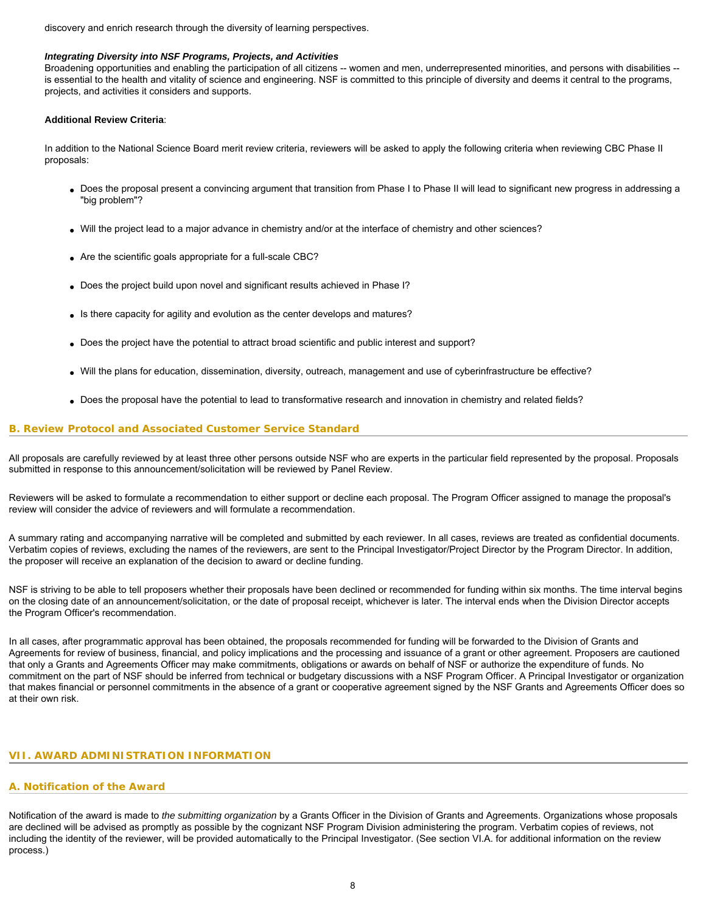discovery and enrich research through the diversity of learning perspectives.

***Integrating Diversity into NSF Programs, Projects, and Activities***
Broadening opportunities and enabling the participation of all citizens -- women and men, underrepresented minorities, and persons with disabilities -- is essential to the health and vitality of science and engineering. NSF is committed to this principle of diversity and deems it central to the programs, projects, and activities it considers and supports.

**Additional Review Criteria**:

In addition to the National Science Board merit review criteria, reviewers will be asked to apply the following criteria when reviewing CBC Phase II proposals:

- Does the proposal present a convincing argument that transition from Phase I to Phase II will lead to significant new progress in addressing a "big problem"?
- Will the project lead to a major advance in chemistry and/or at the interface of chemistry and other sciences?
- Are the scientific goals appropriate for a full-scale CBC?
- Does the project build upon novel and significant results achieved in Phase I?
- Is there capacity for agility and evolution as the center develops and matures?
- Does the project have the potential to attract broad scientific and public interest and support?
- Will the plans for education, dissemination, diversity, outreach, management and use of cyberinfrastructure be effective?
- Does the proposal have the potential to lead to transformative research and innovation in chemistry and related fields?

### B. Review Protocol and Associated Customer Service Standard

All proposals are carefully reviewed by at least three other persons outside NSF who are experts in the particular field represented by the proposal. Proposals submitted in response to this announcement/solicitation will be reviewed by Panel Review.

Reviewers will be asked to formulate a recommendation to either support or decline each proposal. The Program Officer assigned to manage the proposal's review will consider the advice of reviewers and will formulate a recommendation.

A summary rating and accompanying narrative will be completed and submitted by each reviewer. In all cases, reviews are treated as confidential documents. Verbatim copies of reviews, excluding the names of the reviewers, are sent to the Principal Investigator/Project Director by the Program Director. In addition, the proposer will receive an explanation of the decision to award or decline funding.

NSF is striving to be able to tell proposers whether their proposals have been declined or recommended for funding within six months. The time interval begins on the closing date of an announcement/solicitation, or the date of proposal receipt, whichever is later. The interval ends when the Division Director accepts the Program Officer's recommendation.

In all cases, after programmatic approval has been obtained, the proposals recommended for funding will be forwarded to the Division of Grants and Agreements for review of business, financial, and policy implications and the processing and issuance of a grant or other agreement. Proposers are cautioned that only a Grants and Agreements Officer may make commitments, obligations or awards on behalf of NSF or authorize the expenditure of funds. No commitment on the part of NSF should be inferred from technical or budgetary discussions with a NSF Program Officer. A Principal Investigator or organization that makes financial or personnel commitments in the absence of a grant or cooperative agreement signed by the NSF Grants and Agreements Officer does so at their own risk.

## VII. AWARD ADMINISTRATION INFORMATION

### A. Notification of the Award

Notification of the award is made to *the submitting organization* by a Grants Officer in the Division of Grants and Agreements. Organizations whose proposals are declined will be advised as promptly as possible by the cognizant NSF Program Division administering the program. Verbatim copies of reviews, not including the identity of the reviewer, will be provided automatically to the Principal Investigator. (See section VI.A. for additional information on the review process.)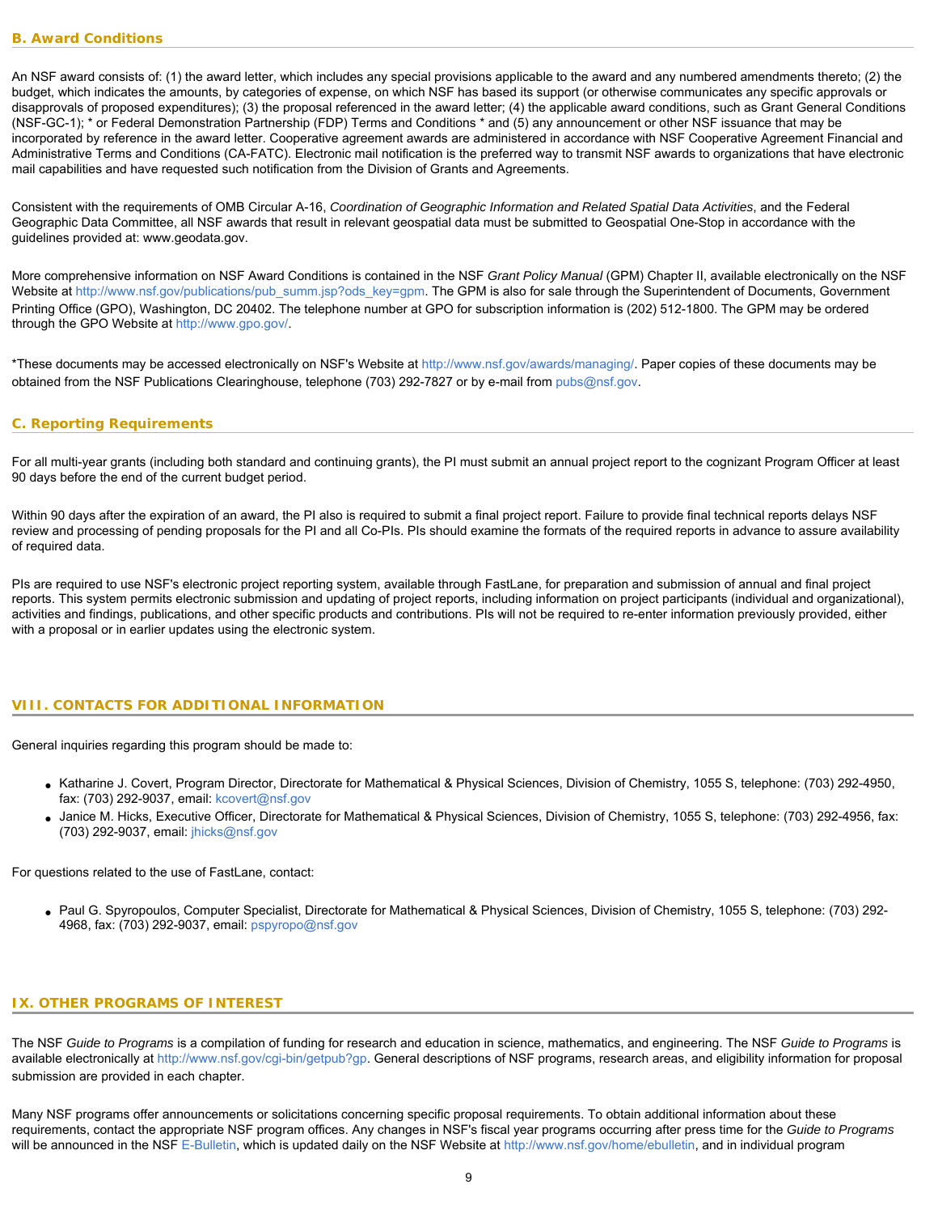### B. Award Conditions

An NSF award consists of: (1) the award letter, which includes any special provisions applicable to the award and any numbered amendments thereto; (2) the budget, which indicates the amounts, by categories of expense, on which NSF has based its support (or otherwise communicates any specific approvals or disapprovals of proposed expenditures); (3) the proposal referenced in the award letter; (4) the applicable award conditions, such as Grant General Conditions (NSF-GC-1); * or Federal Demonstration Partnership (FDP) Terms and Conditions * and (5) any announcement or other NSF issuance that may be incorporated by reference in the award letter. Cooperative agreement awards are administered in accordance with NSF Cooperative Agreement Financial and Administrative Terms and Conditions (CA-FATC). Electronic mail notification is the preferred way to transmit NSF awards to organizations that have electronic mail capabilities and have requested such notification from the Division of Grants and Agreements.

Consistent with the requirements of OMB Circular A-16, *Coordination of Geographic Information and Related Spatial Data Activities*, and the Federal Geographic Data Committee, all NSF awards that result in relevant geospatial data must be submitted to Geospatial One-Stop in accordance with the guidelines provided at: www.geodata.gov.

More comprehensive information on NSF Award Conditions is contained in the NSF *Grant Policy Manual* (GPM) Chapter II, available electronically on the NSF Website at http://www.nsf.gov/publications/pub_summ.jsp?ods_key=gpm. The GPM is also for sale through the Superintendent of Documents, Government Printing Office (GPO), Washington, DC 20402. The telephone number at GPO for subscription information is (202) 512-1800. The GPM may be ordered through the GPO Website at http://www.gpo.gov/.

*These documents may be accessed electronically on NSF's Website at http://www.nsf.gov/awards/managing/. Paper copies of these documents may be obtained from the NSF Publications Clearinghouse, telephone (703) 292-7827 or by e-mail from pubs@nsf.gov.

### C. Reporting Requirements

For all multi-year grants (including both standard and continuing grants), the PI must submit an annual project report to the cognizant Program Officer at least 90 days before the end of the current budget period.

Within 90 days after the expiration of an award, the PI also is required to submit a final project report. Failure to provide final technical reports delays NSF review and processing of pending proposals for the PI and all Co-PIs. PIs should examine the formats of the required reports in advance to assure availability of required data.

PIs are required to use NSF's electronic project reporting system, available through FastLane, for preparation and submission of annual and final project reports. This system permits electronic submission and updating of project reports, including information on project participants (individual and organizational), activities and findings, publications, and other specific products and contributions. PIs will not be required to re-enter information previously provided, either with a proposal or in earlier updates using the electronic system.

## VIII. CONTACTS FOR ADDITIONAL INFORMATION

General inquiries regarding this program should be made to:

- Katharine J. Covert, Program Director, Directorate for Mathematical & Physical Sciences, Division of Chemistry, 1055 S, telephone: (703) 292-4950, fax: (703) 292-9037, email: kcovert@nsf.gov
- Janice M. Hicks, Executive Officer, Directorate for Mathematical & Physical Sciences, Division of Chemistry, 1055 S, telephone: (703) 292-4956, fax: (703) 292-9037, email: jhicks@nsf.gov

For questions related to the use of FastLane, contact:

- Paul G. Spyropoulos, Computer Specialist, Directorate for Mathematical & Physical Sciences, Division of Chemistry, 1055 S, telephone: (703) 292-4968, fax: (703) 292-9037, email: pspyropo@nsf.gov

## IX. OTHER PROGRAMS OF INTEREST

The NSF *Guide to Programs* is a compilation of funding for research and education in science, mathematics, and engineering. The NSF *Guide to Programs* is available electronically at http://www.nsf.gov/cgi-bin/getpub?gp. General descriptions of NSF programs, research areas, and eligibility information for proposal submission are provided in each chapter.

Many NSF programs offer announcements or solicitations concerning specific proposal requirements. To obtain additional information about these requirements, contact the appropriate NSF program offices. Any changes in NSF's fiscal year programs occurring after press time for the *Guide to Programs* will be announced in the NSF E-Bulletin, which is updated daily on the NSF Website at http://www.nsf.gov/home/ebulletin, and in individual program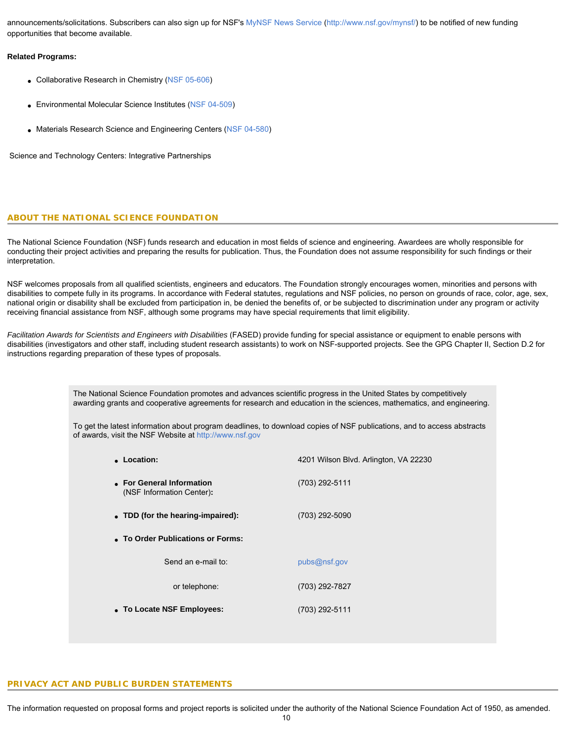announcements/solicitations. Subscribers can also sign up for NSF's MyNSF News Service (http://www.nsf.gov/mynsf/) to be notified of new funding opportunities that become available.

**Related Programs:**

- Collaborative Research in Chemistry (NSF 05-606)
- Environmental Molecular Science Institutes (NSF 04-509)
- Materials Research Science and Engineering Centers (NSF 04-580)

Science and Technology Centers: Integrative Partnerships

## ABOUT THE NATIONAL SCIENCE FOUNDATION

The National Science Foundation (NSF) funds research and education in most fields of science and engineering. Awardees are wholly responsible for conducting their project activities and preparing the results for publication. Thus, the Foundation does not assume responsibility for such findings or their interpretation.

NSF welcomes proposals from all qualified scientists, engineers and educators. The Foundation strongly encourages women, minorities and persons with disabilities to compete fully in its programs. In accordance with Federal statutes, regulations and NSF policies, no person on grounds of race, color, age, sex, national origin or disability shall be excluded from participation in, be denied the benefits of, or be subjected to discrimination under any program or activity receiving financial assistance from NSF, although some programs may have special requirements that limit eligibility.

*Facilitation Awards for Scientists and Engineers with Disabilities* (FASED) provide funding for special assistance or equipment to enable persons with disabilities (investigators and other staff, including student research assistants) to work on NSF-supported projects. See the GPG Chapter II, Section D.2 for instructions regarding preparation of these types of proposals.

The National Science Foundation promotes and advances scientific progress in the United States by competitively awarding grants and cooperative agreements for research and education in the sciences, mathematics, and engineering.

To get the latest information about program deadlines, to download copies of NSF publications, and to access abstracts of awards, visit the NSF Website at http://www.nsf.gov

- **Location:** 4201 Wilson Blvd. Arlington, VA 22230
- **For General Information** (NSF Information Center)**:** (703) 292-5111
- **TDD (for the hearing-impaired):** (703) 292-5090
- **To Order Publications or Forms:**
  - Send an e-mail to: pubs@nsf.gov
  - or telephone: (703) 292-7827
- **To Locate NSF Employees:** (703) 292-5111

## PRIVACY ACT AND PUBLIC BURDEN STATEMENTS

The information requested on proposal forms and project reports is solicited under the authority of the National Science Foundation Act of 1950, as amended.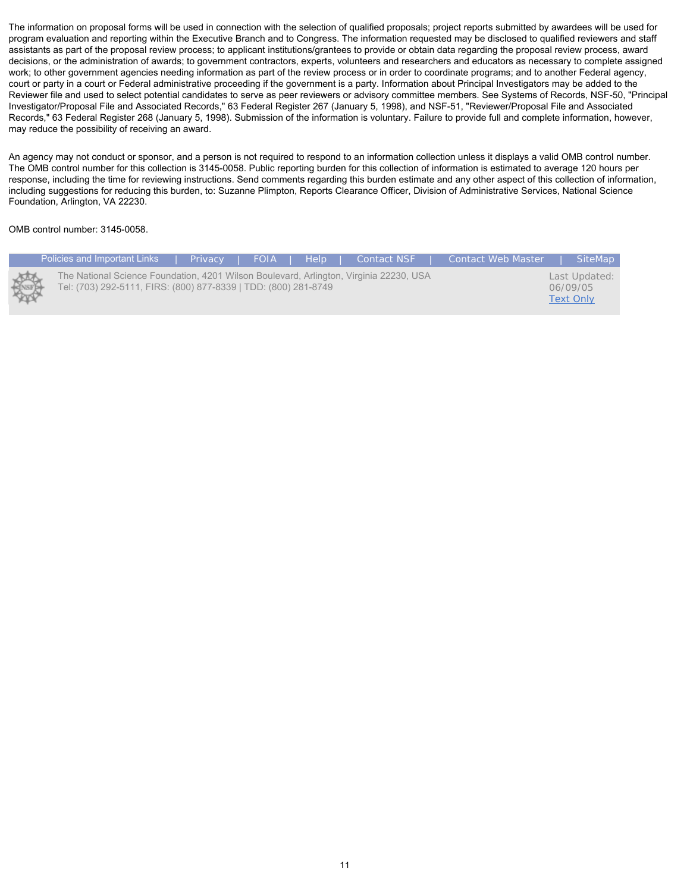The information on proposal forms will be used in connection with the selection of qualified proposals; project reports submitted by awardees will be used for program evaluation and reporting within the Executive Branch and to Congress. The information requested may be disclosed to qualified reviewers and staff assistants as part of the proposal review process; to applicant institutions/grantees to provide or obtain data regarding the proposal review process, award decisions, or the administration of awards; to government contractors, experts, volunteers and researchers and educators as necessary to complete assigned work; to other government agencies needing information as part of the review process or in order to coordinate programs; and to another Federal agency, court or party in a court or Federal administrative proceeding if the government is a party. Information about Principal Investigators may be added to the Reviewer file and used to select potential candidates to serve as peer reviewers or advisory committee members. See Systems of Records, NSF-50, "Principal Investigator/Proposal File and Associated Records," 63 Federal Register 267 (January 5, 1998), and NSF-51, "Reviewer/Proposal File and Associated Records," 63 Federal Register 268 (January 5, 1998). Submission of the information is voluntary. Failure to provide full and complete information, however, may reduce the possibility of receiving an award.

An agency may not conduct or sponsor, and a person is not required to respond to an information collection unless it displays a valid OMB control number. The OMB control number for this collection is 3145-0058. Public reporting burden for this collection of information is estimated to average 120 hours per response, including the time for reviewing instructions. Send comments regarding this burden estimate and any other aspect of this collection of information, including suggestions for reducing this burden, to: Suzanne Plimpton, Reports Clearance Officer, Division of Administrative Services, National Science Foundation, Arlington, VA 22230.

OMB control number: 3145-0058.

Policies and Important Links | Privacy | FOIA | Help | Contact NSF | Contact Web Master | SiteMap

The National Science Foundation, 4201 Wilson Boulevard, Arlington, Virginia 22230, USA
Tel: (703) 292-5111, FIRS: (800) 877-8339 | TDD: (800) 281-8749

Last Updated: 06/09/05
Text Only